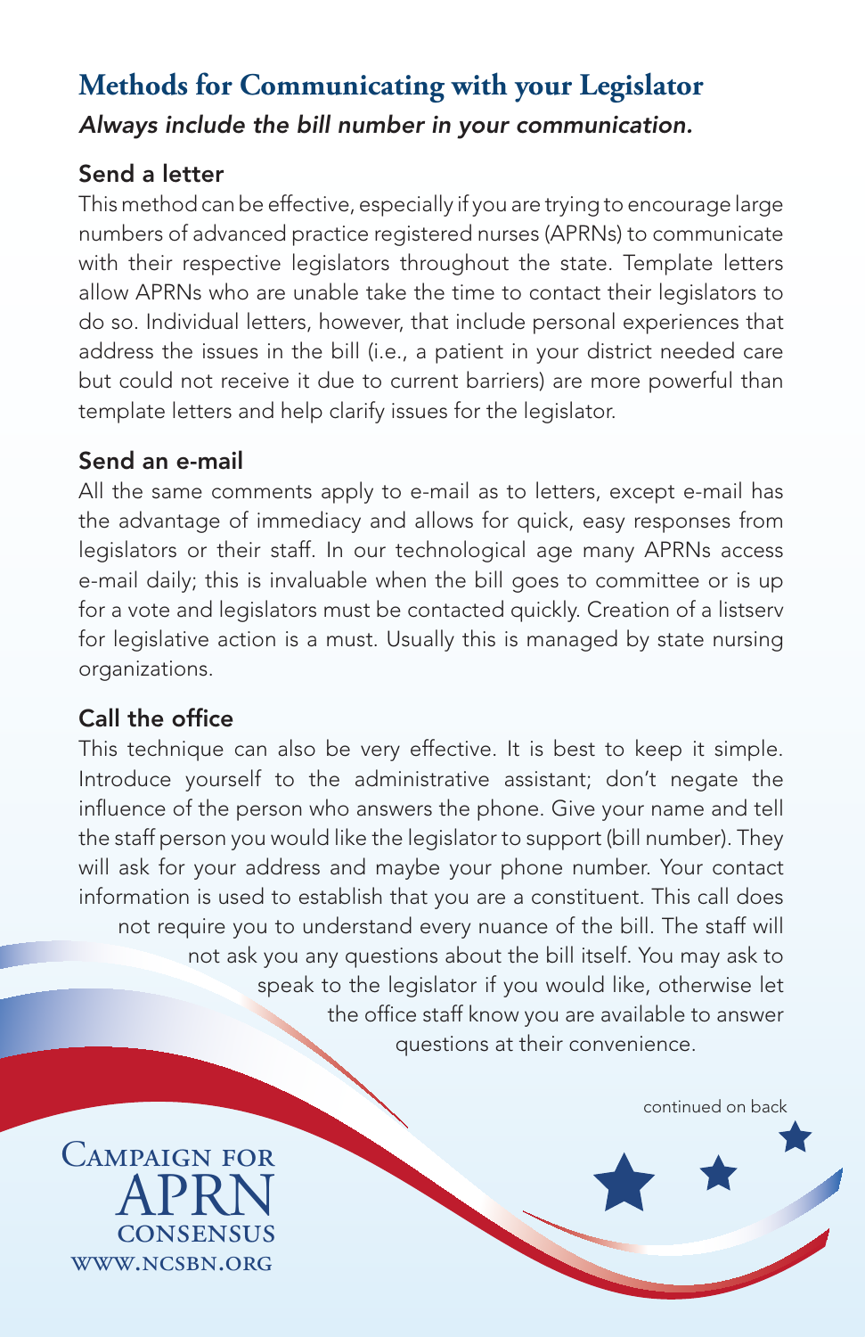# Methods for Communicating with your Legislator

*Always include the bill number in your communication.*

## Send a letter

This method can be effective, especially if you are trying to encourage large numbers of advanced practice registered nurses (APRNs) to communicate with their respective legislators throughout the state. Template letters allow APRNs who are unable take the time to contact their legislators to do so. Individual letters, however, that include personal experiences that address the issues in the bill (i.e., a patient in your district needed care but could not receive it due to current barriers) are more powerful than template letters and help clarify issues for the legislator.

## Send an e-mail

All the same comments apply to e-mail as to letters, except e-mail has the advantage of immediacy and allows for quick, easy responses from legislators or their staff. In our technological age many APRNs access e-mail daily; this is invaluable when the bill goes to committee or is up for a vote and legislators must be contacted quickly. Creation of a listserv for legislative action is a must. Usually this is managed by state nursing organizations.

## Call the office

This technique can also be very effective. It is best to keep it simple. Introduce yourself to the administrative assistant; don't negate the influence of the person who answers the phone. Give your name and tell the staff person you would like the legislator to support (bill number). They will ask for your address and maybe your phone number. Your contact information is used to establish that you are a constituent. This call does not require you to understand every nuance of the bill. The staff will not ask you any questions about the bill itself. You may ask to speak to the legislator if you would like, otherwise let the office staff know you are available to answer questions at their convenience.

continued on back

Campaign for APRN Consensus
www.ncsbn.org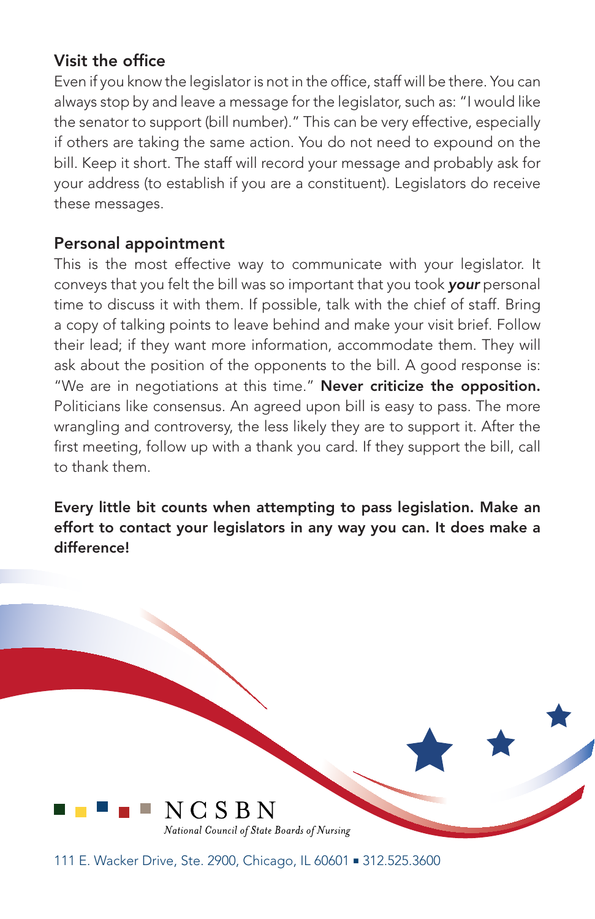### Visit the office

Even if you know the legislator is not in the office, staff will be there. You can always stop by and leave a message for the legislator, such as: "I would like the senator to support (bill number)." This can be very effective, especially if others are taking the same action. You do not need to expound on the bill. Keep it short. The staff will record your message and probably ask for your address (to establish if you are a constituent). Legislators do receive these messages.

### Personal appointment

This is the most effective way to communicate with your legislator. It conveys that you felt the bill was so important that you took ***your*** personal time to discuss it with them. If possible, talk with the chief of staff. Bring a copy of talking points to leave behind and make your visit brief. Follow their lead; if they want more information, accommodate them. They will ask about the position of the opponents to the bill. A good response is: "We are in negotiations at this time." **Never criticize the opposition.** Politicians like consensus. An agreed upon bill is easy to pass. The more wrangling and controversy, the less likely they are to support it. After the first meeting, follow up with a thank you card. If they support the bill, call to thank them.

**Every little bit counts when attempting to pass legislation. Make an effort to contact your legislators in any way you can. It does make a difference!**

NCSBN

*National Council of State Boards of Nursing*

111 E. Wacker Drive, Ste. 2900, Chicago, IL 60601 ▪ 312.525.3600